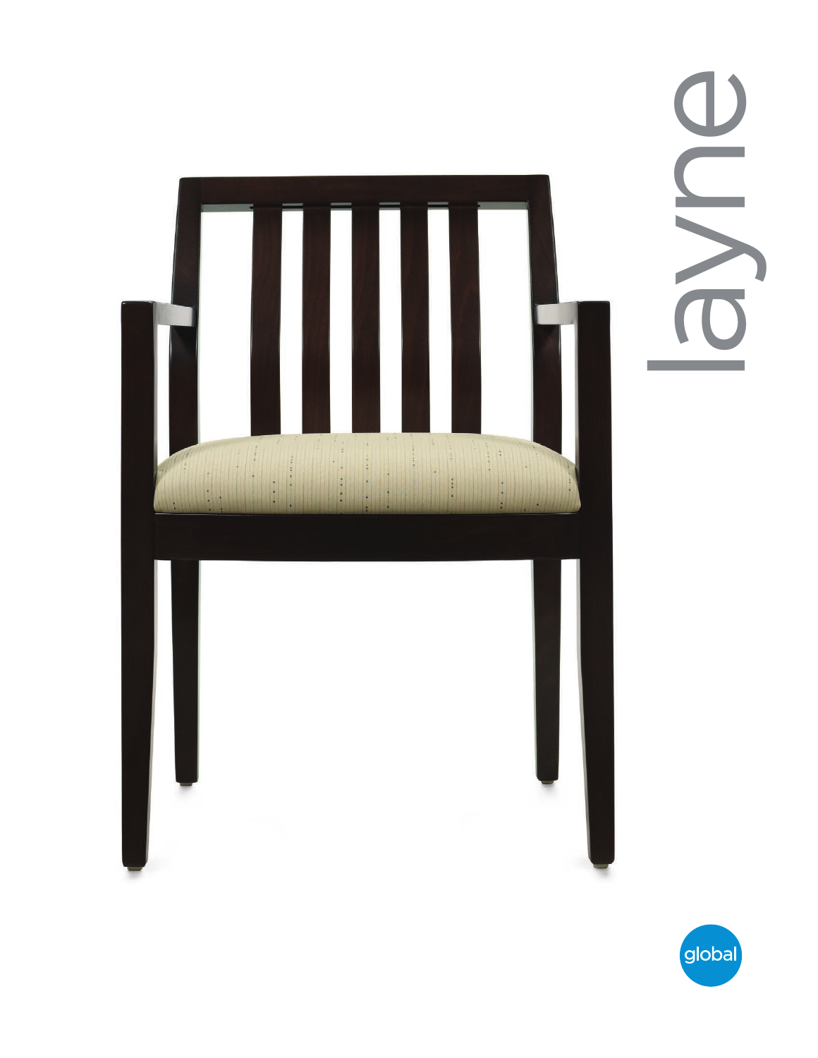# layne

global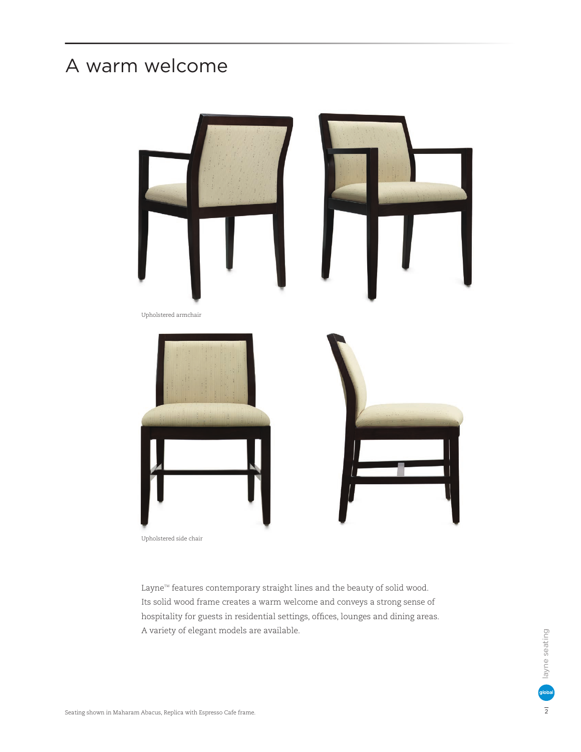# A warm welcome

Upholstered armchair

Upholstered side chair

Layne™ features contemporary straight lines and the beauty of solid wood. Its solid wood frame creates a warm welcome and conveys a strong sense of hospitality for guests in residential settings, offices, lounges and dining areas. A variety of elegant models are available.

Seating shown in Maharam Abacus, Replica with Espresso Cafe frame.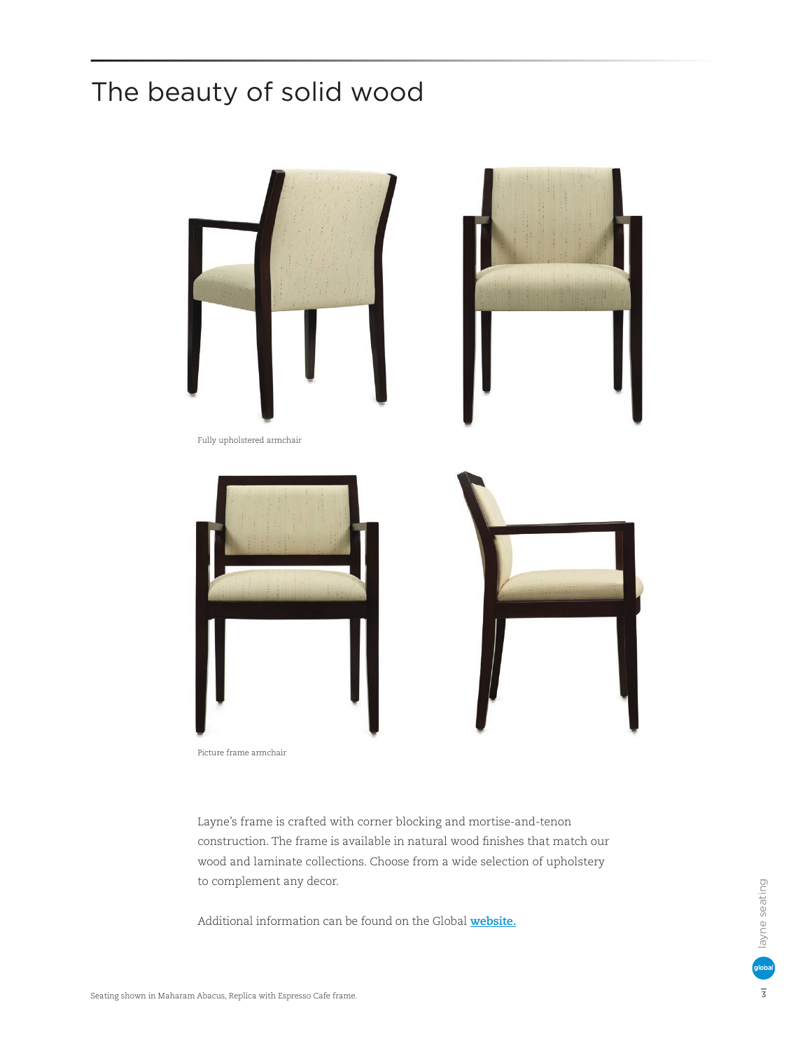# The beauty of solid wood

Fully upholstered armchair

Picture frame armchair

Layne's frame is crafted with corner blocking and mortise-and-tenon construction. The frame is available in natural wood finishes that match our wood and laminate collections. Choose from a wide selection of upholstery to complement any decor.

Additional information can be found on the Global **website.**

Seating shown in Maharam Abacus, Replica with Espresso Cafe frame.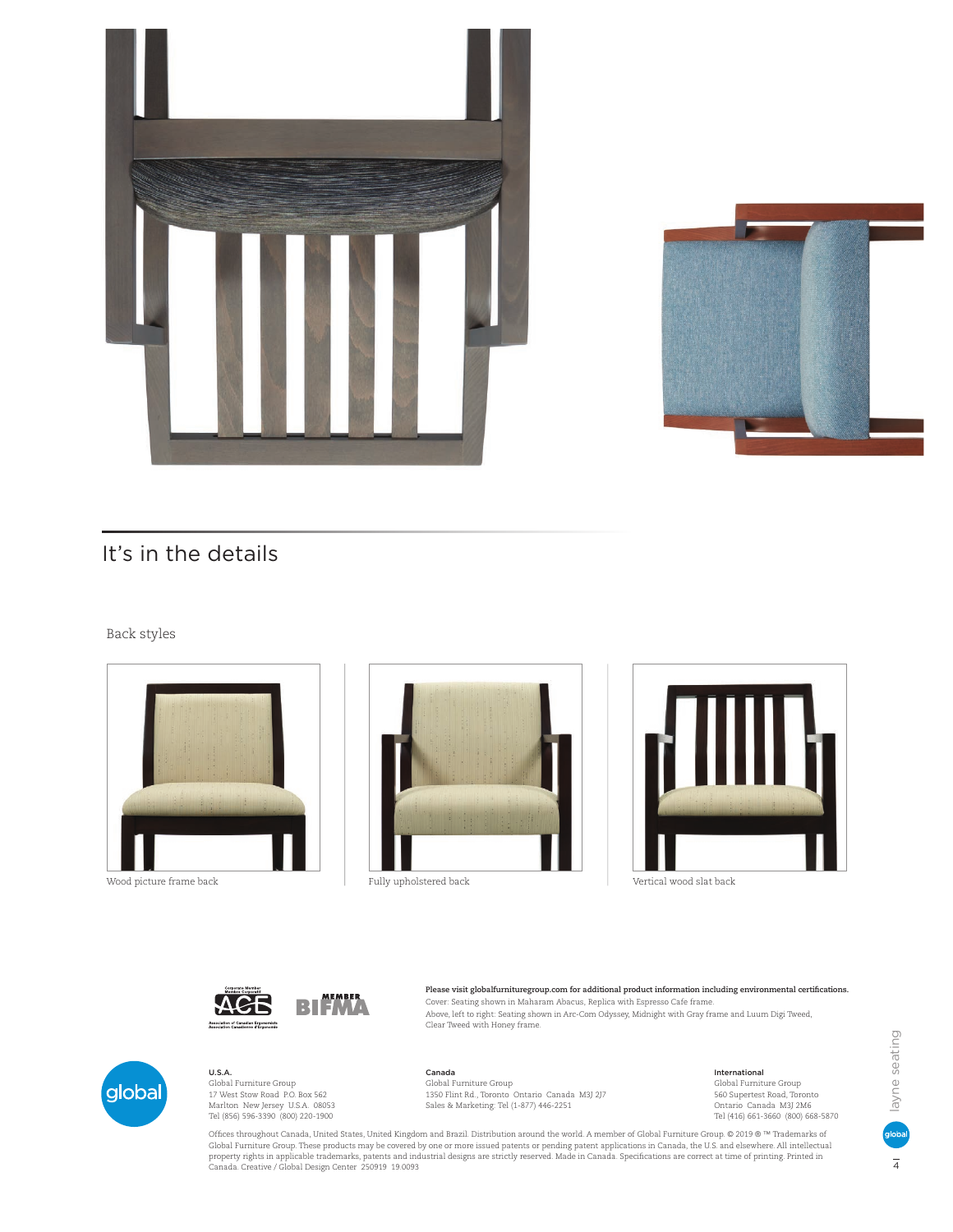## It's in the details

### Back styles

Wood picture frame back

Fully upholstered back

Vertical wood slat back

**Please visit globalfurnituregroup.com for additional product information including environmental certifications.**

Cover: Seating shown in Maharam Abacus, Replica with Espresso Cafe frame.

Above, left to right: Seating shown in Arc-Com Odyssey, Midnight with Gray frame and Luum Digi Tweed, Clear Tweed with Honey frame.

**U.S.A.**
Global Furniture Group
17 West Stow Road P.O. Box 562
Marlton New Jersey U.S.A. 08053
Tel (856) 596-3390 (800) 220-1900

**Canada**
Global Furniture Group
1350 Flint Rd., Toronto Ontario Canada M3J 2J7
Sales & Marketing: Tel (1-877) 446-2251

**International**
Global Furniture Group
560 Supertest Road, Toronto
Ontario Canada M3J 2M6
Tel (416) 661-3660 (800) 668-5870

Offices throughout Canada, United States, United Kingdom and Brazil. Distribution around the world. A member of Global Furniture Group. © 2019 ® ™ Trademarks of Global Furniture Group. These products may be covered by one or more issued patents or pending patent applications in Canada, the U.S. and elsewhere. All intellectual property rights in applicable trademarks, patents and industrial designs are strictly reserved. Made in Canada. Specifications are correct at time of printing. Printed in Canada. Creative / Global Design Center 250919 19.0093